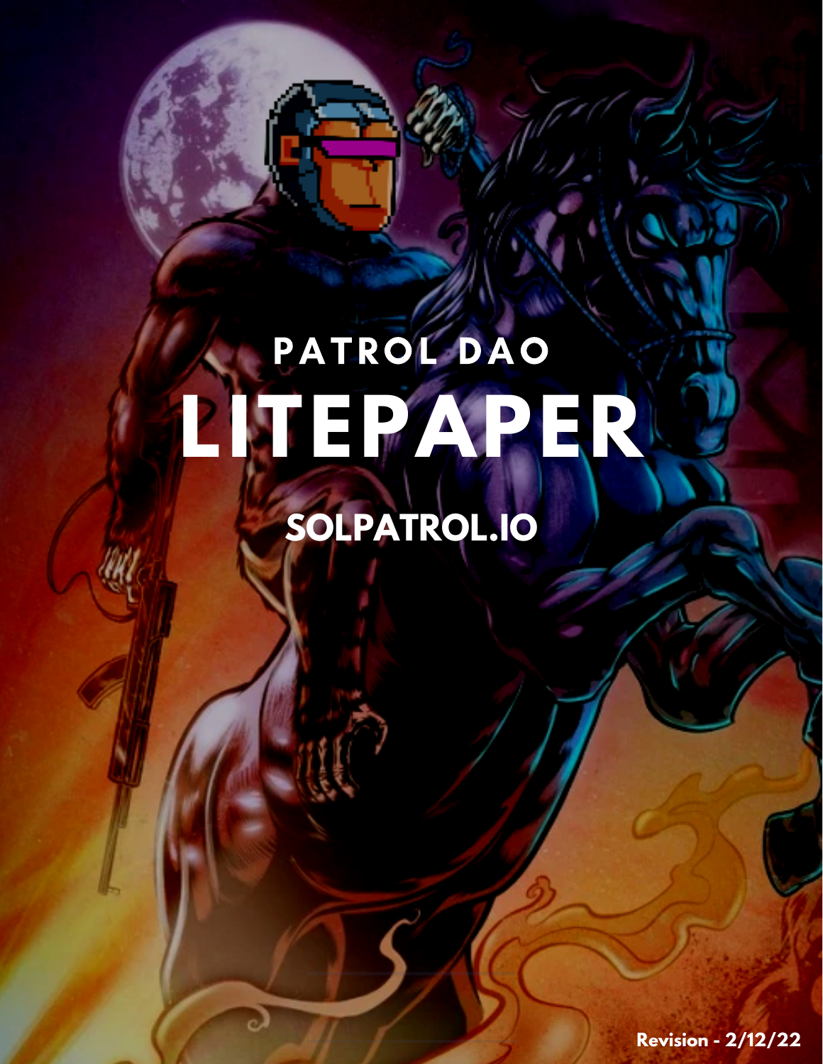# PATROL DAO

# LITEPAPER

**SOLPATROL.IO**

**Revision - 2/12/22**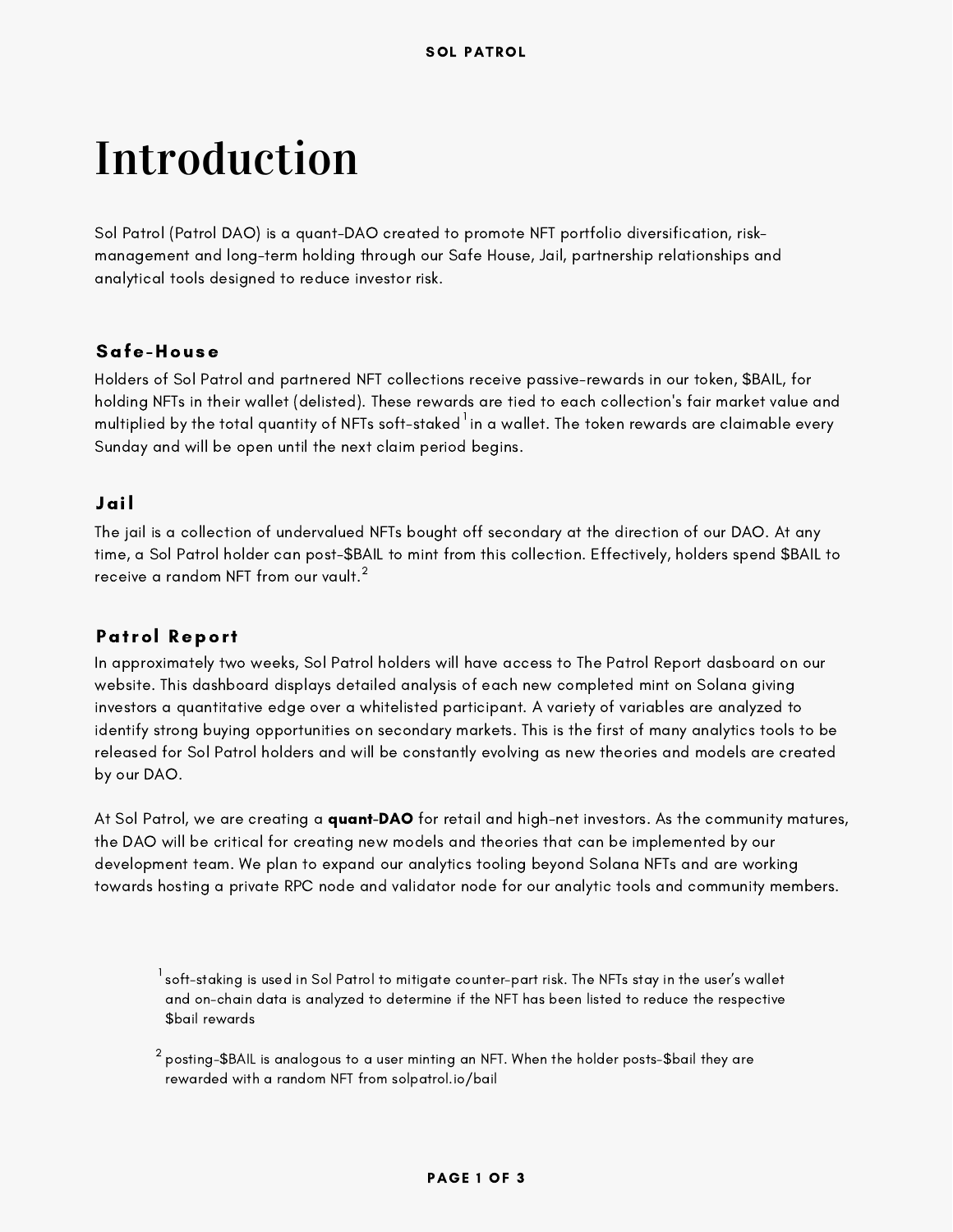# Introduction

Sol Patrol (Patrol DAO) is a quant-DAO created to promote NFT portfolio diversification, risk-management and long-term holding through our Safe House, Jail, partnership relationships and analytical tools designed to reduce investor risk.

## Safe-House

Holders of Sol Patrol and partnered NFT collections receive passive-rewards in our token, $BAIL, for holding NFTs in their wallet (delisted). These rewards are tied to each collection's fair market value and multiplied by the total quantity of NFTs soft-staked [1] in a wallet. The token rewards are claimable every Sunday and will be open until the next claim period begins.

## Jail

The jail is a collection of undervalued NFTs bought off secondary at the direction of our DAO. At any time, a Sol Patrol holder can post-$BAIL to mint from this collection. Effectively, holders spend $BAIL to receive a random NFT from our vault.[2]

## Patrol Report

In approximately two weeks, Sol Patrol holders will have access to The Patrol Report dasboard on our website. This dashboard displays detailed analysis of each new completed mint on Solana giving investors a quantitative edge over a whitelisted participant. A variety of variables are analyzed to identify strong buying opportunities on secondary markets. This is the first of many analytics tools to be released for Sol Patrol holders and will be constantly evolving as new theories and models are created by our DAO.

At Sol Patrol, we are creating a **quant-DAO** for retail and high-net investors. As the community matures, the DAO will be critical for creating new models and theories that can be implemented by our development team. We plan to expand our analytics tooling beyond Solana NFTs and are working towards hosting a private RPC node and validator node for our analytic tools and community members.

[1] soft-staking is used in Sol Patrol to mitigate counter-part risk. The NFTs stay in the user's wallet and on-chain data is analyzed to determine if the NFT has been listed to reduce the respective $bail rewards

[2] posting-$BAIL is analogous to a user minting an NFT. When the holder posts-$bail they are rewarded with a random NFT from solpatrol.io/bail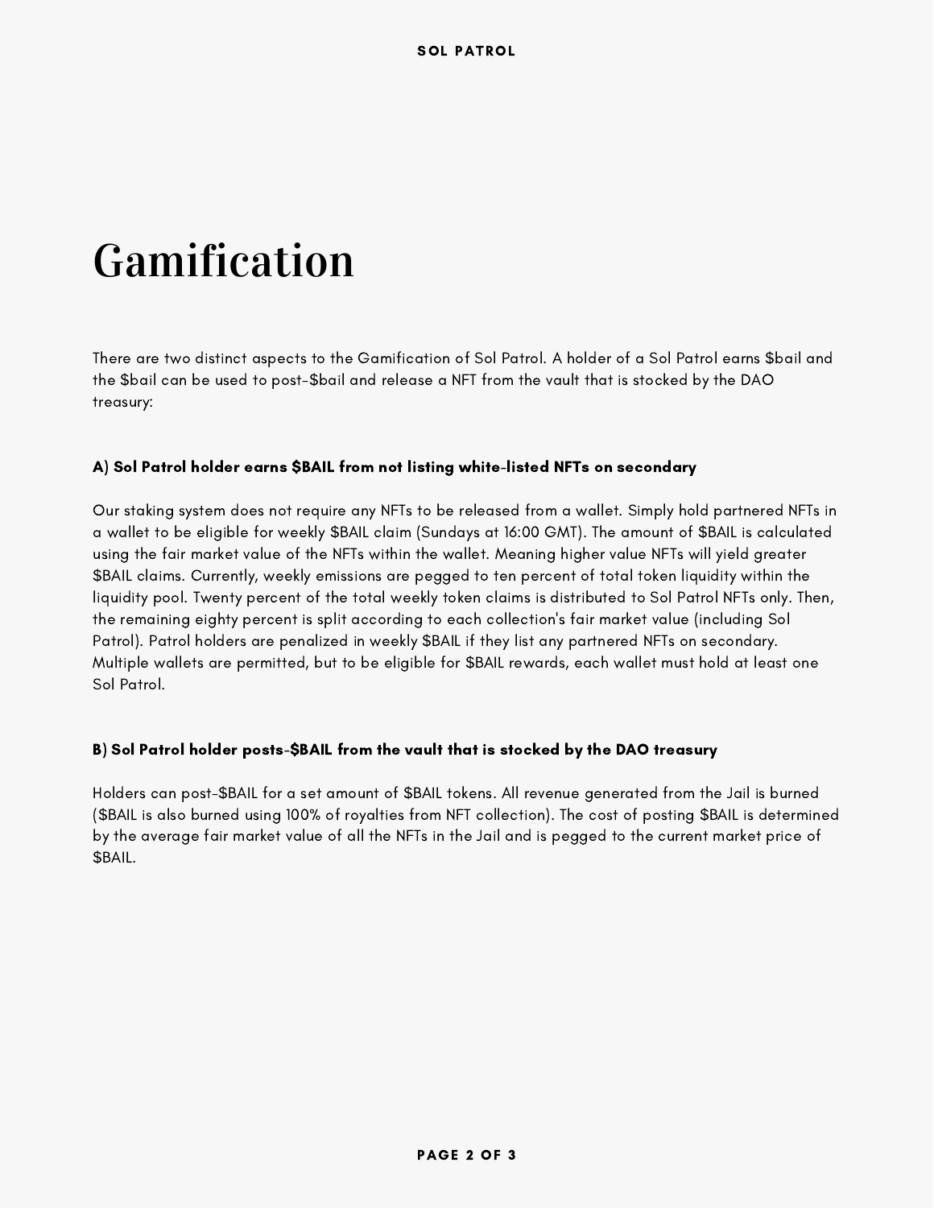# Gamification

There are two distinct aspects to the Gamification of Sol Patrol. A holder of a Sol Patrol earns $bail and the $bail can be used to post-$bail and release a NFT from the vault that is stocked by the DAO treasury:

### A) Sol Patrol holder earns $BAIL from not listing white-listed NFTs on secondary

Our staking system does not require any NFTs to be released from a wallet. Simply hold partnered NFTs in a wallet to be eligible for weekly $BAIL claim (Sundays at 16:00 GMT). The amount of $BAIL is calculated using the fair market value of the NFTs within the wallet. Meaning higher value NFTs will yield greater $BAIL claims. Currently, weekly emissions are pegged to ten percent of total token liquidity within the liquidity pool. Twenty percent of the total weekly token claims is distributed to Sol Patrol NFTs only. Then, the remaining eighty percent is split according to each collection's fair market value (including Sol Patrol). Patrol holders are penalized in weekly $BAIL if they list any partnered NFTs on secondary. Multiple wallets are permitted, but to be eligible for $BAIL rewards, each wallet must hold at least one Sol Patrol.

### B) Sol Patrol holder posts-$BAIL from the vault that is stocked by the DAO treasury

Holders can post-$BAIL for a set amount of $BAIL tokens. All revenue generated from the Jail is burned ($BAIL is also burned using 100% of royalties from NFT collection). The cost of posting $BAIL is determined by the average fair market value of all the NFTs in the Jail and is pegged to the current market price of $BAIL.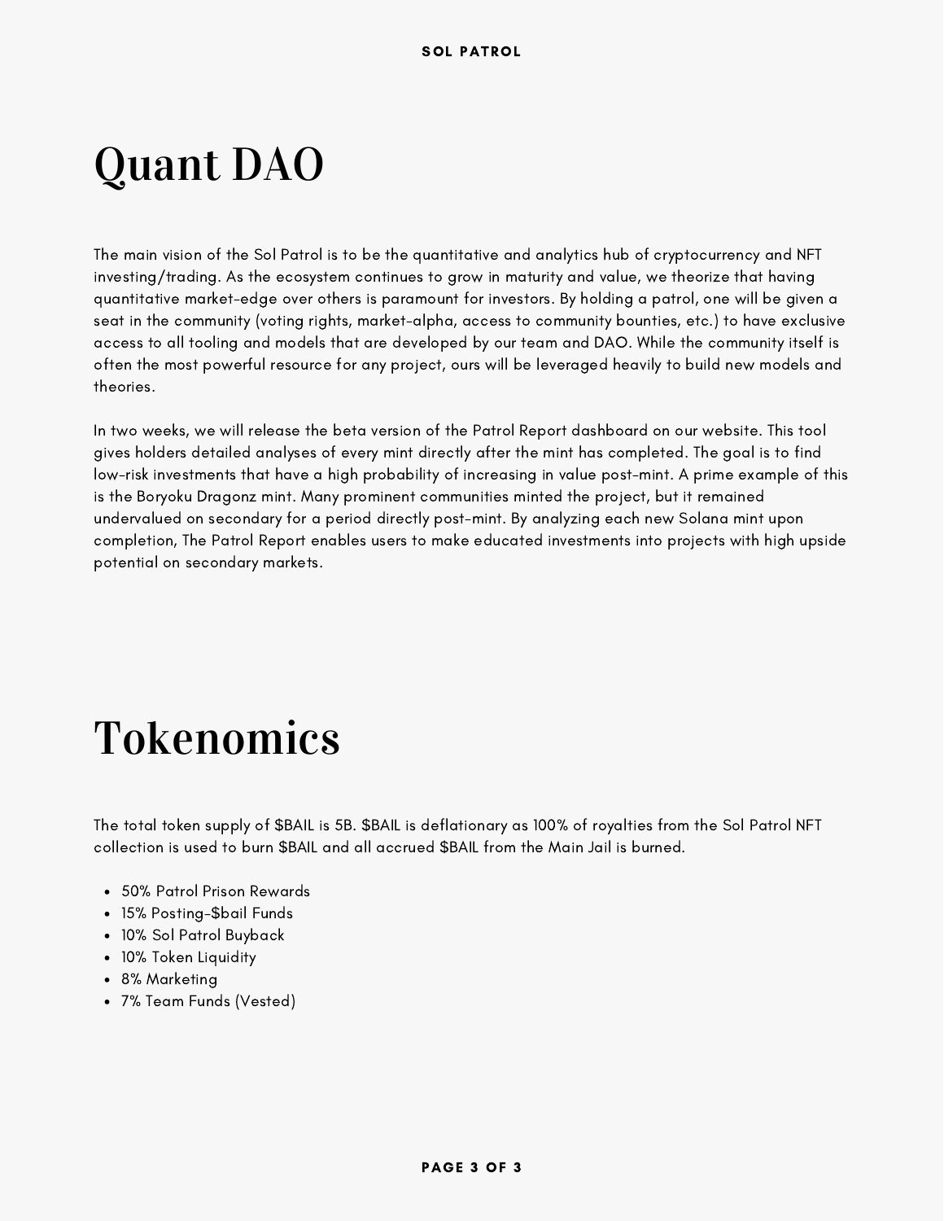# Quant DAO

The main vision of the Sol Patrol is to be the quantitative and analytics hub of cryptocurrency and NFT investing/trading. As the ecosystem continues to grow in maturity and value, we theorize that having quantitative market-edge over others is paramount for investors. By holding a patrol, one will be given a seat in the community (voting rights, market-alpha, access to community bounties, etc.) to have exclusive access to all tooling and models that are developed by our team and DAO. While the community itself is often the most powerful resource for any project, ours will be leveraged heavily to build new models and theories.

In two weeks, we will release the beta version of the Patrol Report dashboard on our website. This tool gives holders detailed analyses of every mint directly after the mint has completed. The goal is to find low-risk investments that have a high probability of increasing in value post-mint. A prime example of this is the Boryoku Dragonz mint. Many prominent communities minted the project, but it remained undervalued on secondary for a period directly post-mint. By analyzing each new Solana mint upon completion, The Patrol Report enables users to make educated investments into projects with high upside potential on secondary markets.

# Tokenomics

The total token supply of $BAIL is 5B. $BAIL is deflationary as 100% of royalties from the Sol Patrol NFT collection is used to burn $BAIL and all accrued $BAIL from the Main Jail is burned.

- 50% Patrol Prison Rewards
- 15% Posting-$bail Funds
- 10% Sol Patrol Buyback
- 10% Token Liquidity
- 8% Marketing
- 7% Team Funds (Vested)